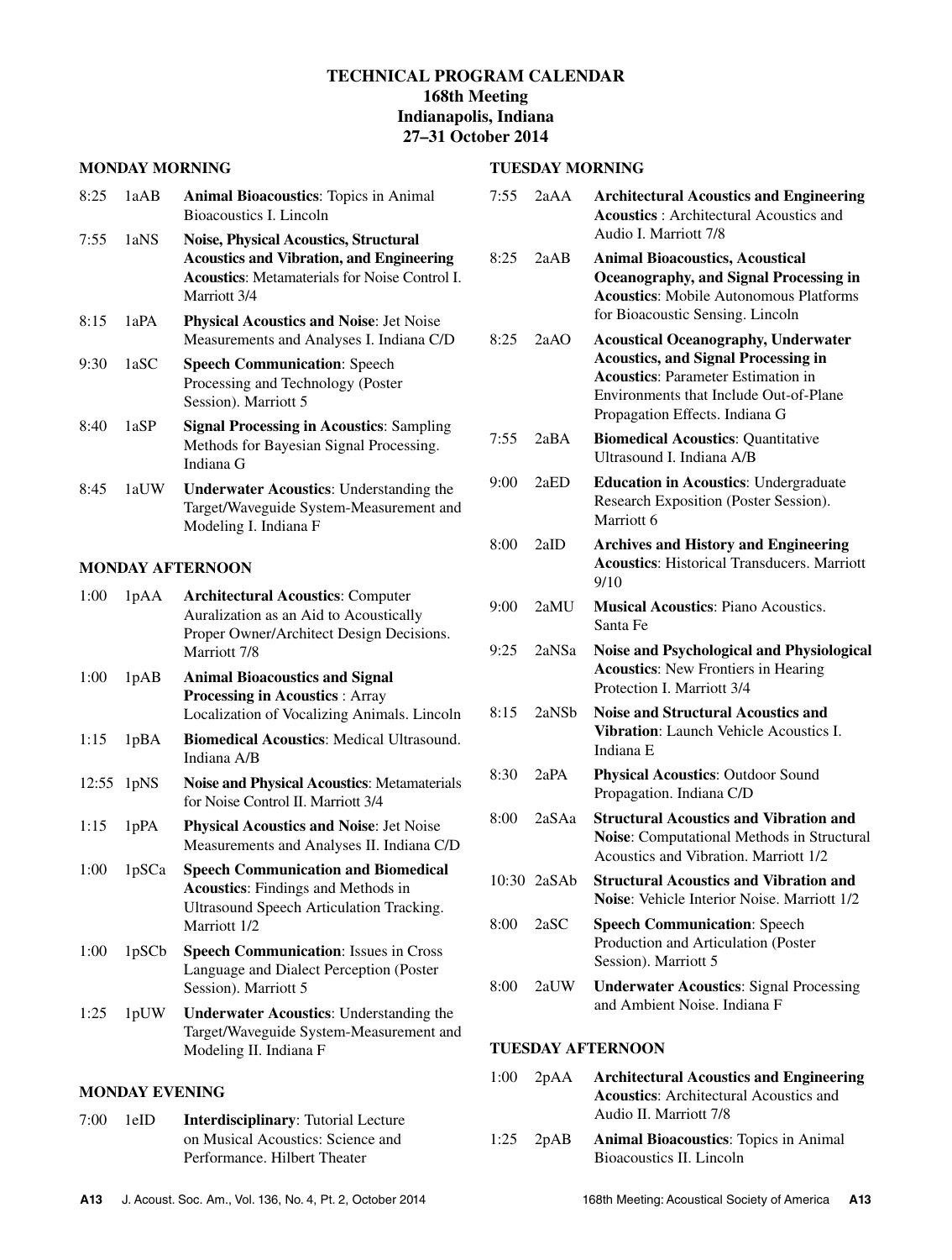# TECHNICAL PROGRAM CALENDAR
## 168th Meeting
## Indianapolis, Indiana
## 27–31 October 2014

### MONDAY MORNING

8:25 1aAB **Animal Bioacoustics**: Topics in Animal Bioacoustics I. Lincoln

7:55 1aNS **Noise, Physical Acoustics, Structural Acoustics and Vibration, and Engineering Acoustics**: Metamaterials for Noise Control I. Marriott 3/4

8:15 1aPA **Physical Acoustics and Noise**: Jet Noise Measurements and Analyses I. Indiana C/D

9:30 1aSC **Speech Communication**: Speech Processing and Technology (Poster Session). Marriott 5

8:40 1aSP **Signal Processing in Acoustics**: Sampling Methods for Bayesian Signal Processing. Indiana G

8:45 1aUW **Underwater Acoustics**: Understanding the Target/Waveguide System-Measurement and Modeling I. Indiana F

### MONDAY AFTERNOON

1:00 1pAA **Architectural Acoustics**: Computer Auralization as an Aid to Acoustically Proper Owner/Architect Design Decisions. Marriott 7/8

1:00 1pAB **Animal Bioacoustics and Signal Processing in Acoustics** : Array Localization of Vocalizing Animals. Lincoln

1:15 1pBA **Biomedical Acoustics**: Medical Ultrasound. Indiana A/B

12:55 1pNS **Noise and Physical Acoustics**: Metamaterials for Noise Control II. Marriott 3/4

1:15 1pPA **Physical Acoustics and Noise**: Jet Noise Measurements and Analyses II. Indiana C/D

1:00 1pSCa **Speech Communication and Biomedical Acoustics**: Findings and Methods in Ultrasound Speech Articulation Tracking. Marriott 1/2

1:00 1pSCb **Speech Communication**: Issues in Cross Language and Dialect Perception (Poster Session). Marriott 5

1:25 1pUW **Underwater Acoustics**: Understanding the Target/Waveguide System-Measurement and Modeling II. Indiana F

### MONDAY EVENING

7:00 1eID **Interdisciplinary**: Tutorial Lecture on Musical Acoustics: Science and Performance. Hilbert Theater

### TUESDAY MORNING

7:55 2aAA **Architectural Acoustics and Engineering Acoustics** : Architectural Acoustics and Audio I. Marriott 7/8

8:25 2aAB **Animal Bioacoustics, Acoustical Oceanography, and Signal Processing in Acoustics**: Mobile Autonomous Platforms for Bioacoustic Sensing. Lincoln

8:25 2aAO **Acoustical Oceanography, Underwater Acoustics, and Signal Processing in Acoustics**: Parameter Estimation in Environments that Include Out-of-Plane Propagation Effects. Indiana G

7:55 2aBA **Biomedical Acoustics**: Quantitative Ultrasound I. Indiana A/B

9:00 2aED **Education in Acoustics**: Undergraduate Research Exposition (Poster Session). Marriott 6

8:00 2aID **Archives and History and Engineering Acoustics**: Historical Transducers. Marriott 9/10

9:00 2aMU **Musical Acoustics**: Piano Acoustics. Santa Fe

9:25 2aNSa **Noise and Psychological and Physiological Acoustics**: New Frontiers in Hearing Protection I. Marriott 3/4

8:15 2aNSb **Noise and Structural Acoustics and Vibration**: Launch Vehicle Acoustics I. Indiana E

8:30 2aPA **Physical Acoustics**: Outdoor Sound Propagation. Indiana C/D

8:00 2aSAa **Structural Acoustics and Vibration and Noise**: Computational Methods in Structural Acoustics and Vibration. Marriott 1/2

10:30 2aSAb **Structural Acoustics and Vibration and Noise**: Vehicle Interior Noise. Marriott 1/2

8:00 2aSC **Speech Communication**: Speech Production and Articulation (Poster Session). Marriott 5

8:00 2aUW **Underwater Acoustics**: Signal Processing and Ambient Noise. Indiana F

### TUESDAY AFTERNOON

1:00 2pAA **Architectural Acoustics and Engineering Acoustics**: Architectural Acoustics and Audio II. Marriott 7/8

1:25 2pAB **Animal Bioacoustics**: Topics in Animal Bioacoustics II. Lincoln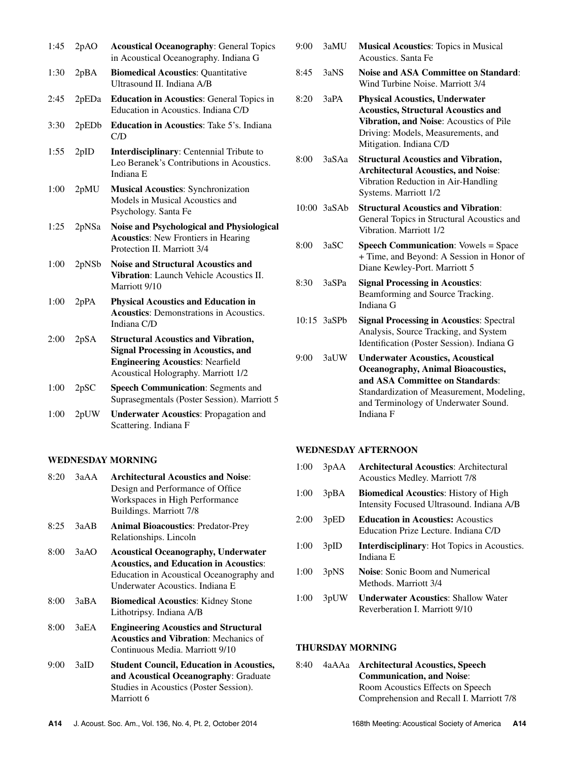1:45 2pAO **Acoustical Oceanography**: General Topics in Acoustical Oceanography. Indiana G

1:30 2pBA **Biomedical Acoustics**: Quantitative Ultrasound II. Indiana A/B

2:45 2pEDa **Education in Acoustics**: General Topics in Education in Acoustics. Indiana C/D

3:30 2pEDb **Education in Acoustics**: Take 5's. Indiana C/D

1:55 2pID **Interdisciplinary**: Centennial Tribute to Leo Beranek's Contributions in Acoustics. Indiana E

1:00 2pMU **Musical Acoustics**: Synchronization Models in Musical Acoustics and Psychology. Santa Fe

1:25 2pNSa **Noise and Psychological and Physiological Acoustics**: New Frontiers in Hearing Protection II. Marriott 3/4

1:00 2pNSb **Noise and Structural Acoustics and Vibration**: Launch Vehicle Acoustics II. Marriott 9/10

1:00 2pPA **Physical Acoustics and Education in Acoustics**: Demonstrations in Acoustics. Indiana C/D

2:00 2pSA **Structural Acoustics and Vibration, Signal Processing in Acoustics, and Engineering Acoustics**: Nearfield Acoustical Holography. Marriott 1/2

1:00 2pSC **Speech Communication**: Segments and Suprasegmentals (Poster Session). Marriott 5

1:00 2pUW **Underwater Acoustics**: Propagation and Scattering. Indiana F

## WEDNESDAY MORNING

8:20 3aAA **Architectural Acoustics and Noise**: Design and Performance of Office Workspaces in High Performance Buildings. Marriott 7/8

8:25 3aAB **Animal Bioacoustics**: Predator-Prey Relationships. Lincoln

8:00 3aAO **Acoustical Oceanography, Underwater Acoustics, and Education in Acoustics**: Education in Acoustical Oceanography and Underwater Acoustics. Indiana E

8:00 3aBA **Biomedical Acoustics**: Kidney Stone Lithotripsy. Indiana A/B

8:00 3aEA **Engineering Acoustics and Structural Acoustics and Vibration**: Mechanics of Continuous Media. Marriott 9/10

9:00 3aID **Student Council, Education in Acoustics, and Acoustical Oceanography**: Graduate Studies in Acoustics (Poster Session). Marriott 6

9:00 3aMU **Musical Acoustics**: Topics in Musical Acoustics. Santa Fe

8:45 3aNS **Noise and ASA Committee on Standard**: Wind Turbine Noise. Marriott 3/4

8:20 3aPA **Physical Acoustics, Underwater Acoustics, Structural Acoustics and Vibration, and Noise**: Acoustics of Pile Driving: Models, Measurements, and Mitigation. Indiana C/D

8:00 3aSAa **Structural Acoustics and Vibration, Architectural Acoustics, and Noise**: Vibration Reduction in Air-Handling Systems. Marriott 1/2

10:00 3aSAb **Structural Acoustics and Vibration**: General Topics in Structural Acoustics and Vibration. Marriott 1/2

8:00 3aSC **Speech Communication**: Vowels = Space + Time, and Beyond: A Session in Honor of Diane Kewley-Port. Marriott 5

8:30 3aSPa **Signal Processing in Acoustics**: Beamforming and Source Tracking. Indiana G

10:15 3aSPb **Signal Processing in Acoustics**: Spectral Analysis, Source Tracking, and System Identification (Poster Session). Indiana G

9:00 3aUW **Underwater Acoustics, Acoustical Oceanography, Animal Bioacoustics, and ASA Committee on Standards**: Standardization of Measurement, Modeling, and Terminology of Underwater Sound. Indiana F

## WEDNESDAY AFTERNOON

1:00 3pAA **Architectural Acoustics**: Architectural Acoustics Medley. Marriott 7/8

1:00 3pBA **Biomedical Acoustics**: History of High Intensity Focused Ultrasound. Indiana A/B

2:00 3pED **Education in Acoustics:** Acoustics Education Prize Lecture. Indiana C/D

1:00 3pID **Interdisciplinary**: Hot Topics in Acoustics. Indiana E

1:00 3pNS **Noise**: Sonic Boom and Numerical Methods. Marriott 3/4

1:00 3pUW **Underwater Acoustics**: Shallow Water Reverberation I. Marriott 9/10

## THURSDAY MORNING

8:40 4aAAa **Architectural Acoustics, Speech Communication, and Noise**: Room Acoustics Effects on Speech Comprehension and Recall I. Marriott 7/8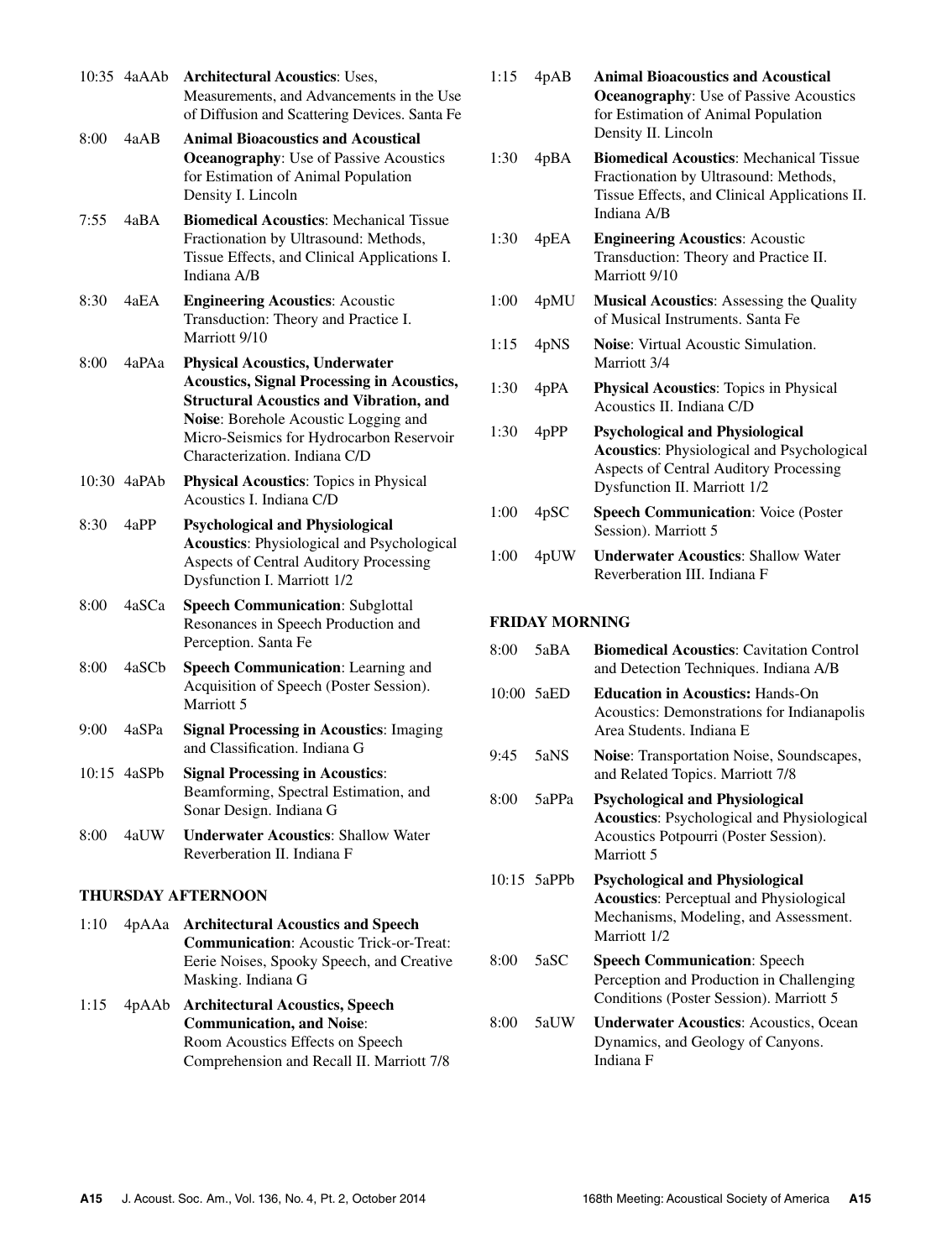10:35 4aAAb **Architectural Acoustics**: Uses, Measurements, and Advancements in the Use of Diffusion and Scattering Devices. Santa Fe

8:00 4aAB **Animal Bioacoustics and Acoustical Oceanography**: Use of Passive Acoustics for Estimation of Animal Population Density I. Lincoln

7:55 4aBA **Biomedical Acoustics**: Mechanical Tissue Fractionation by Ultrasound: Methods, Tissue Effects, and Clinical Applications I. Indiana A/B

8:30 4aEA **Engineering Acoustics**: Acoustic Transduction: Theory and Practice I. Marriott 9/10

8:00 4aPAa **Physical Acoustics, Underwater Acoustics, Signal Processing in Acoustics, Structural Acoustics and Vibration, and Noise**: Borehole Acoustic Logging and Micro-Seismics for Hydrocarbon Reservoir Characterization. Indiana C/D

10:30 4aPAb **Physical Acoustics**: Topics in Physical Acoustics I. Indiana C/D

8:30 4aPP **Psychological and Physiological Acoustics**: Physiological and Psychological Aspects of Central Auditory Processing Dysfunction I. Marriott 1/2

8:00 4aSCa **Speech Communication**: Subglottal Resonances in Speech Production and Perception. Santa Fe

8:00 4aSCb **Speech Communication**: Learning and Acquisition of Speech (Poster Session). Marriott 5

9:00 4aSPa **Signal Processing in Acoustics**: Imaging and Classification. Indiana G

10:15 4aSPb **Signal Processing in Acoustics**: Beamforming, Spectral Estimation, and Sonar Design. Indiana G

8:00 4aUW **Underwater Acoustics**: Shallow Water Reverberation II. Indiana F

### THURSDAY AFTERNOON

1:10 4pAAa **Architectural Acoustics and Speech Communication**: Acoustic Trick-or-Treat: Eerie Noises, Spooky Speech, and Creative Masking. Indiana G

1:15 4pAAb **Architectural Acoustics, Speech Communication, and Noise**: Room Acoustics Effects on Speech Comprehension and Recall II. Marriott 7/8

1:15 4pAB **Animal Bioacoustics and Acoustical Oceanography**: Use of Passive Acoustics for Estimation of Animal Population Density II. Lincoln

1:30 4pBA **Biomedical Acoustics**: Mechanical Tissue Fractionation by Ultrasound: Methods, Tissue Effects, and Clinical Applications II. Indiana A/B

1:30 4pEA **Engineering Acoustics**: Acoustic Transduction: Theory and Practice II. Marriott 9/10

1:00 4pMU **Musical Acoustics**: Assessing the Quality of Musical Instruments. Santa Fe

1:15 4pNS **Noise**: Virtual Acoustic Simulation. Marriott 3/4

1:30 4pPA **Physical Acoustics**: Topics in Physical Acoustics II. Indiana C/D

1:30 4pPP **Psychological and Physiological Acoustics**: Physiological and Psychological Aspects of Central Auditory Processing Dysfunction II. Marriott 1/2

1:00 4pSC **Speech Communication**: Voice (Poster Session). Marriott 5

1:00 4pUW **Underwater Acoustics**: Shallow Water Reverberation III. Indiana F

### FRIDAY MORNING

8:00 5aBA **Biomedical Acoustics**: Cavitation Control and Detection Techniques. Indiana A/B

10:00 5aED **Education in Acoustics:** Hands-On Acoustics: Demonstrations for Indianapolis Area Students. Indiana E

9:45 5aNS **Noise**: Transportation Noise, Soundscapes, and Related Topics. Marriott 7/8

8:00 5aPPa **Psychological and Physiological Acoustics**: Psychological and Physiological Acoustics Potpourri (Poster Session). Marriott 5

10:15 5aPPb **Psychological and Physiological Acoustics**: Perceptual and Physiological Mechanisms, Modeling, and Assessment. Marriott 1/2

8:00 5aSC **Speech Communication**: Speech Perception and Production in Challenging Conditions (Poster Session). Marriott 5

8:00 5aUW **Underwater Acoustics**: Acoustics, Ocean Dynamics, and Geology of Canyons. Indiana F